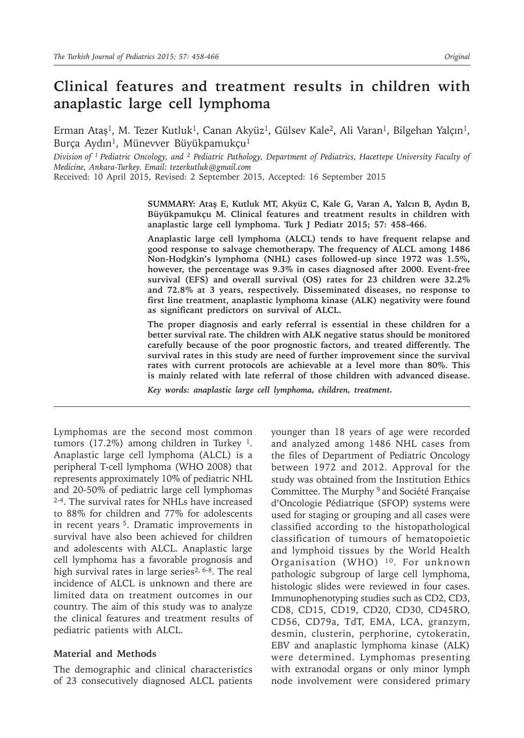# Clinical features and treatment results in children with anaplastic large cell lymphoma

Erman Ataş[1], M. Tezer Kutluk[1], Canan Akyüz[1], Gülsev Kale[2], Ali Varan[1], Bilgehan Yalçın[1], Burça Aydın[1], Münevver Büyükpamukçu[1]

*Division of [1] Pediatric Oncology, and [2] Pediatric Pathology, Department of Pediatrics, Hacettepe University Faculty of Medicine, Ankara-Turkey. Email: tezerkutluk@gmail.com*

Received: 10 April 2015, Revised: 2 September 2015, Accepted: 16 September 2015

**SUMMARY: Ataş E, Kutluk MT, Akyüz C, Kale G, Varan A, Yalcın B, Aydın B, Büyükpamukçu M. Clinical features and treatment results in children with anaplastic large cell lymphoma. Turk J Pediatr 2015; 57: 458-466.**

**Anaplastic large cell lymphoma (ALCL) tends to have frequent relapse and good response to salvage chemotherapy. The frequency of ALCL among 1486 Non-Hodgkin's lymphoma (NHL) cases followed-up since 1972 was 1.5%, however, the percentage was 9.3% in cases diagnosed after 2000. Event-free survival (EFS) and overall survival (OS) rates for 23 children were 32.2% and 72.8% at 3 years, respectively. Disseminated diseases, no response to first line treatment, anaplastic lymphoma kinase (ALK) negativity were found as significant predictors on survival of ALCL.**

**The proper diagnosis and early referral is essential in these children for a better survival rate. The children with ALK negative status should be monitored carefully because of the poor prognostic factors, and treated differently. The survival rates in this study are need of further improvement since the survival rates with current protocols are achievable at a level more than 80%. This is mainly related with late referral of those children with advanced disease.**

***Key words: anaplastic large cell lymphoma, children, treatment.***

Lymphomas are the second most common tumors (17.2%) among children in Turkey [1]. Anaplastic large cell lymphoma (ALCL) is a peripheral T-cell lymphoma (WHO 2008) that represents approximately 10% of pediatric NHL and 20-50% of pediatric large cell lymphomas [2-4]. The survival rates for NHLs have increased to 88% for children and 77% for adolescents in recent years [5]. Dramatic improvements in survival have also been achieved for children and adolescents with ALCL. Anaplastic large cell lymphoma has a favorable prognosis and high survival rates in large series[2, 6-8]. The real incidence of ALCL is unknown and there are limited data on treatment outcomes in our country. The aim of this study was to analyze the clinical features and treatment results of pediatric patients with ALCL.

## Material and Methods

The demographic and clinical characteristics of 23 consecutively diagnosed ALCL patients younger than 18 years of age were recorded and analyzed among 1486 NHL cases from the files of Department of Pediatric Oncology between 1972 and 2012. Approval for the study was obtained from the Institution Ethics Committee. The Murphy [9] and Société Française d'Oncologie Pédiatrique (SFOP) systems were used for staging or grouping and all cases were classified according to the histopathological classification of tumours of hematopoietic and lymphoid tissues by the World Health Organisation (WHO) [10]. For unknown pathologic subgroup of large cell lymphoma, histologic slides were reviewed in four cases. Immunophenotyping studies such as CD2, CD3, CD8, CD15, CD19, CD20, CD30, CD45RO, CD56, CD79a, TdT, EMA, LCA, granzym, desmin, clusterin, perphorine, cytokeratin, EBV and anaplastic lymphoma kinase (ALK) were determined. Lymphomas presenting with extranodal organs or only minor lymph node involvement were considered primary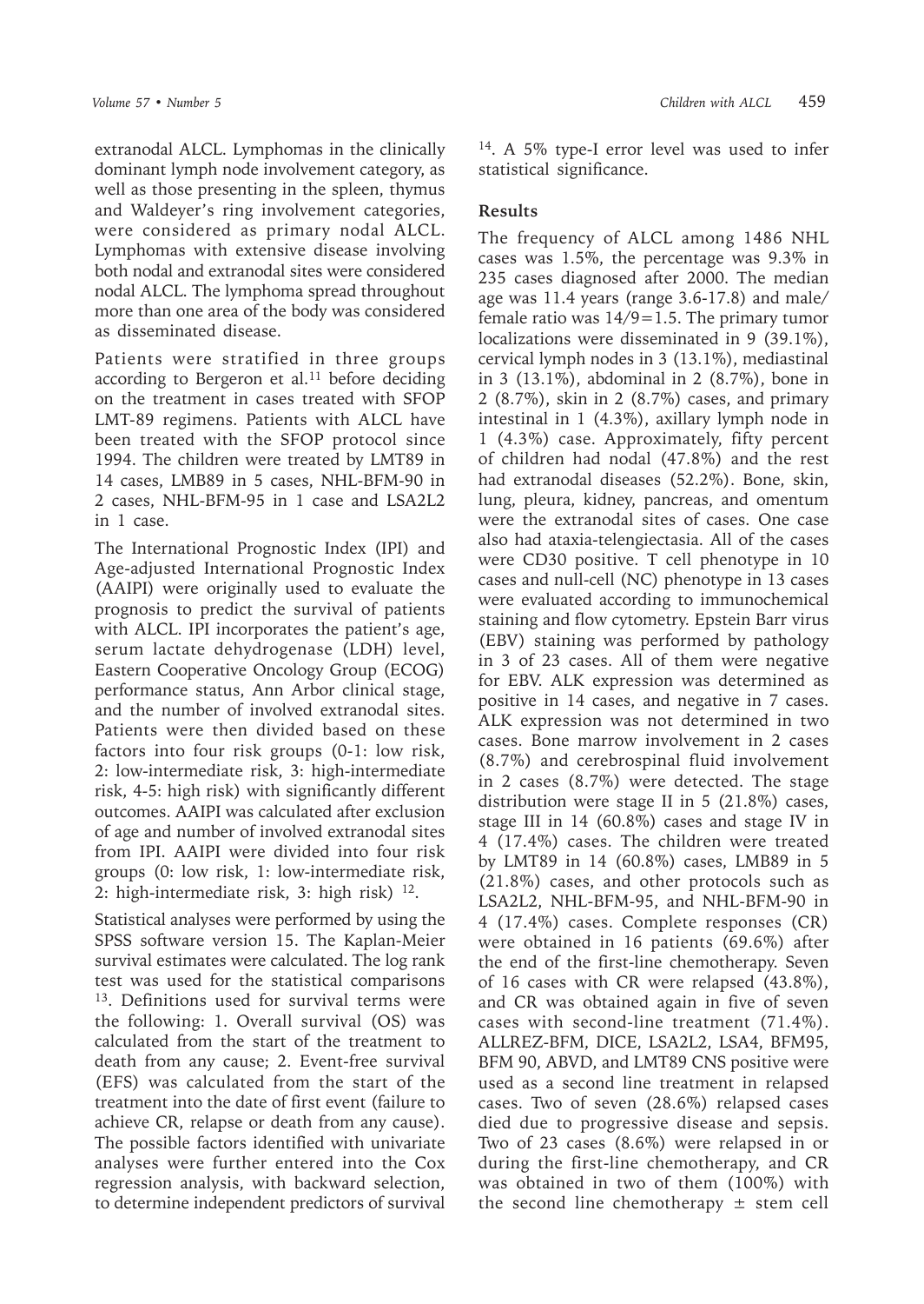extranodal ALCL. Lymphomas in the clinically dominant lymph node involvement category, as well as those presenting in the spleen, thymus and Waldeyer's ring involvement categories, were considered as primary nodal ALCL. Lymphomas with extensive disease involving both nodal and extranodal sites were considered nodal ALCL. The lymphoma spread throughout more than one area of the body was considered as disseminated disease.

Patients were stratified in three groups according to Bergeron et al.[11] before deciding on the treatment in cases treated with SFOP LMT-89 regimens. Patients with ALCL have been treated with the SFOP protocol since 1994. The children were treated by LMT89 in 14 cases, LMB89 in 5 cases, NHL-BFM-90 in 2 cases, NHL-BFM-95 in 1 case and LSA2L2 in 1 case.

The International Prognostic Index (IPI) and Age-adjusted International Prognostic Index (AAIPI) were originally used to evaluate the prognosis to predict the survival of patients with ALCL. IPI incorporates the patient's age, serum lactate dehydrogenase (LDH) level, Eastern Cooperative Oncology Group (ECOG) performance status, Ann Arbor clinical stage, and the number of involved extranodal sites. Patients were then divided based on these factors into four risk groups (0-1: low risk, 2: low-intermediate risk, 3: high-intermediate risk, 4-5: high risk) with significantly different outcomes. AAIPI was calculated after exclusion of age and number of involved extranodal sites from IPI. AAIPI were divided into four risk groups (0: low risk, 1: low-intermediate risk, 2: high-intermediate risk, 3: high risk) [12].

Statistical analyses were performed by using the SPSS software version 15. The Kaplan-Meier survival estimates were calculated. The log rank test was used for the statistical comparisons [13]. Definitions used for survival terms were the following: 1. Overall survival (OS) was calculated from the start of the treatment to death from any cause; 2. Event-free survival (EFS) was calculated from the start of the treatment into the date of first event (failure to achieve CR, relapse or death from any cause). The possible factors identified with univariate analyses were further entered into the Cox regression analysis, with backward selection, to determine independent predictors of survival [14]. A 5% type-I error level was used to infer statistical significance.

## Results

The frequency of ALCL among 1486 NHL cases was 1.5%, the percentage was 9.3% in 235 cases diagnosed after 2000. The median age was 11.4 years (range 3.6-17.8) and male/female ratio was 14/9=1.5. The primary tumor localizations were disseminated in 9 (39.1%), cervical lymph nodes in 3 (13.1%), mediastinal in 3 (13.1%), abdominal in 2 (8.7%), bone in 2 (8.7%), skin in 2 (8.7%) cases, and primary intestinal in 1 (4.3%), axillary lymph node in 1 (4.3%) case. Approximately, fifty percent of children had nodal (47.8%) and the rest had extranodal diseases (52.2%). Bone, skin, lung, pleura, kidney, pancreas, and omentum were the extranodal sites of cases. One case also had ataxia-telengiectasia. All of the cases were CD30 positive. T cell phenotype in 10 cases and null-cell (NC) phenotype in 13 cases were evaluated according to immunochemical staining and flow cytometry. Epstein Barr virus (EBV) staining was performed by pathology in 3 of 23 cases. All of them were negative for EBV. ALK expression was determined as positive in 14 cases, and negative in 7 cases. ALK expression was not determined in two cases. Bone marrow involvement in 2 cases (8.7%) and cerebrospinal fluid involvement in 2 cases (8.7%) were detected. The stage distribution were stage II in 5 (21.8%) cases, stage III in 14 (60.8%) cases and stage IV in 4 (17.4%) cases. The children were treated by LMT89 in 14 (60.8%) cases, LMB89 in 5 (21.8%) cases, and other protocols such as LSA2L2, NHL-BFM-95, and NHL-BFM-90 in 4 (17.4%) cases. Complete responses (CR) were obtained in 16 patients (69.6%) after the end of the first-line chemotherapy. Seven of 16 cases with CR were relapsed (43.8%), and CR was obtained again in five of seven cases with second-line treatment (71.4%). ALLREZ-BFM, DICE, LSA2L2, LSA4, BFM95, BFM 90, ABVD, and LMT89 CNS positive were used as a second line treatment in relapsed cases. Two of seven (28.6%) relapsed cases died due to progressive disease and sepsis. Two of 23 cases (8.6%) were relapsed in or during the first-line chemotherapy, and CR was obtained in two of them (100%) with the second line chemotherapy ± stem cell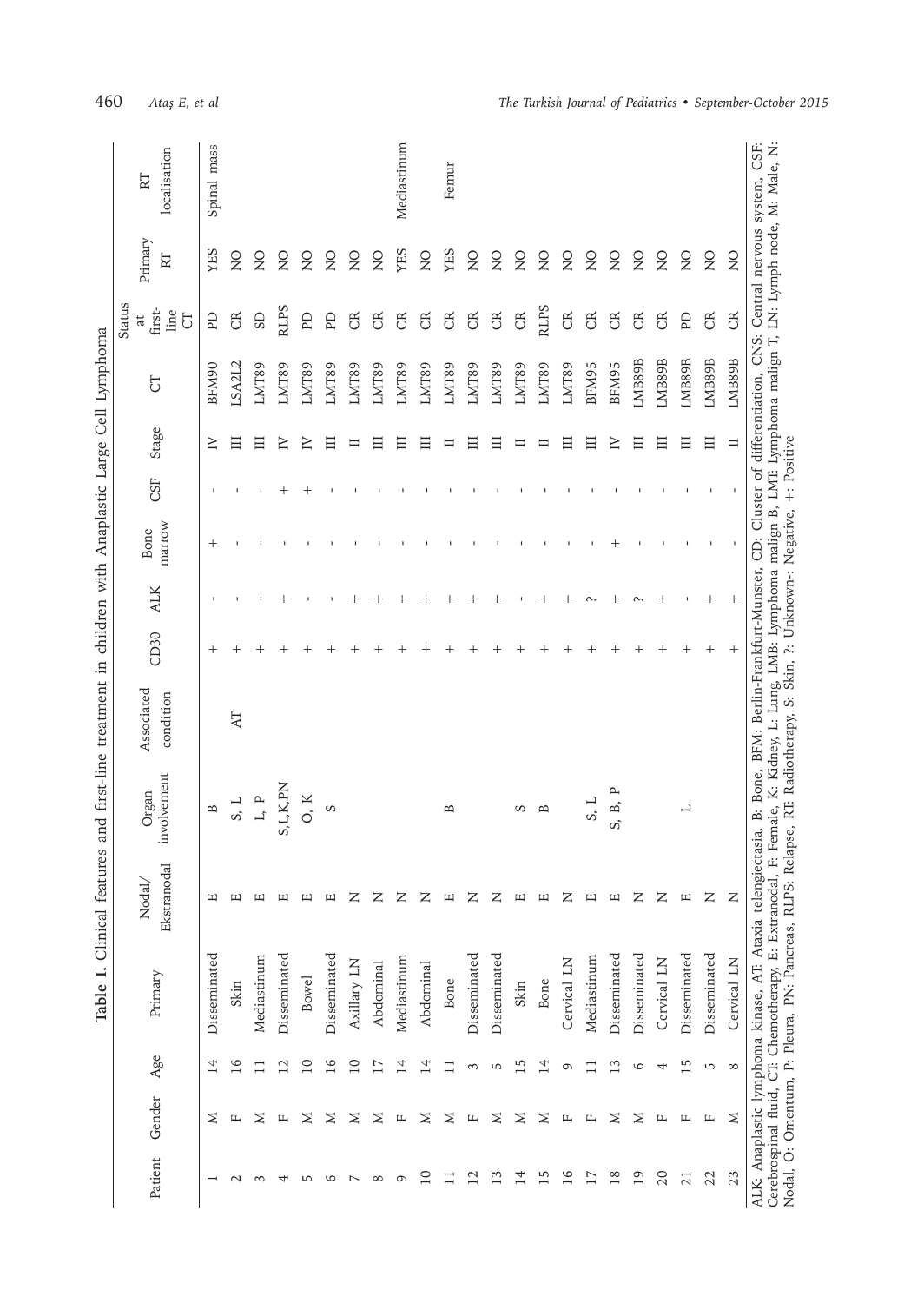**Table I.** Clinical features and first-line treatment in children with Anaplastic Large Cell Lymphoma

| Patient | Gender | Age | Primary | Nodal/ Ekstranodal | Organ involvement | Associated condition | CD30 | ALK | Bone marrow | CSF | Stage | CT | Status at first-line CT | Primary RT | RT localisation |
|---|---|---|---|---|---|---|---|---|---|---|---|---|---|---|---|
| 1 | M | 14 | Disseminated | E | B | | + | - | + | - | IV | BFM90 | PD | YES | Spinal mass |
| 2 | F | 16 | Skin | E | S, L | AT | + | - | - | - | III | LSA2L2 | CR | NO | |
| 3 | M | 11 | Mediastinum | E | L, P | | + | - | - | - | III | LMT89 | SD | NO | |
| 4 | F | 12 | Disseminated | E | S,L,K,PN | | + | + | - | + | IV | LMT89 | RLPS | NO | |
| 5 | M | 10 | Bowel | E | O, K | | + | - | - | + | IV | LMT89 | PD | NO | |
| 6 | M | 16 | Disseminated | E | S | | + | - | - | - | III | LMT89 | PD | NO | |
| 7 | M | 10 | Axillary LN | N | | | + | + | - | - | II | LMT89 | CR | NO | |
| 8 | M | 17 | Abdominal | N | | | + | + | - | - | III | LMT89 | CR | NO | |
| 9 | F | 14 | Mediastinum | N | | | + | + | - | - | III | LMT89 | CR | YES | Mediastinum |
| 10 | M | 14 | Abdominal | N | | | + | + | - | - | III | LMT89 | CR | NO | |
| 11 | M | 11 | Bone | E | B | | + | + | - | - | II | LMT89 | CR | YES | Femur |
| 12 | F | 3 | Disseminated | N | | | + | + | - | - | III | LMT89 | CR | NO | |
| 13 | M | 5 | Disseminated | N | | | + | + | - | - | III | LMT89 | CR | NO | |
| 14 | M | 15 | Skin | E | S | | + | - | - | - | II | LMT89 | CR | NO | |
| 15 | M | 14 | Bone | E | B | | + | + | - | - | II | LMT89 | RLPS | NO | |
| 16 | F | 9 | Cervical LN | N | | | + | + | - | - | III | LMT89 | CR | NO | |
| 17 | F | 11 | Mediastinum | E | S, L | | + | ? | - | - | III | BFM95 | CR | NO | |
| 18 | M | 13 | Disseminated | E | S, B, P | | + | + | + | - | IV | BFM95 | CR | NO | |
| 19 | M | 6 | Disseminated | N | | | + | ? | - | - | III | LMB89B | CR | NO | |
| 20 | F | 4 | Cervical LN | N | | | + | + | - | - | III | LMB89B | CR | NO | |
| 21 | F | 15 | Disseminated | E | L | | + | - | - | - | III | LMB89B | PD | NO | |
| 22 | F | 5 | Disseminated | N | | | + | + | - | - | III | LMB89B | CR | NO | |
| 23 | M | 8 | Cervical LN | N | | | + | + | - | - | II | LMB89B | CR | NO | |

ALK: Anaplastic lymphoma kinase, AT: Ataxia telengiectasia, B: Bone, BFM: Berlin-Frankfurt-Munster, CD: Cluster of differentiation, CNS: Central nervous system, CSF: Cerebrospinal fluid, CT: Chemotherapy, E: Extranodal, F: Female, K: Kidney, L: Lung, LMB: Lymphoma malign B, LMT: Lymphoma malign T, LN: Lymph node, M: Male, N: Nodal, O: Omentum, P: Pleura, PN: Pancreas, RLPS: Relapse, RT: Radiotherapy, S: Skin, ?: Unknown-: Negative, +: Positive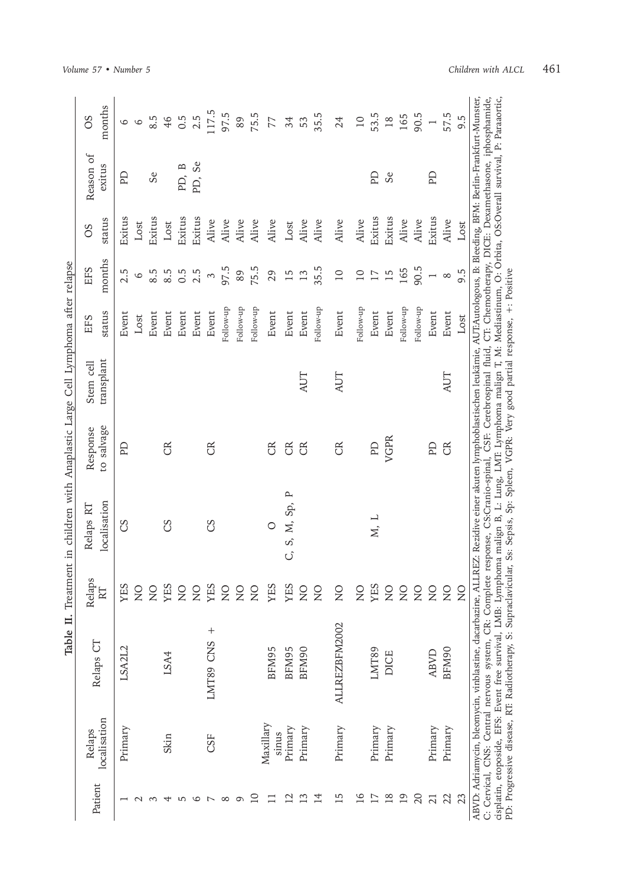**Table II.** Treatment in children with Anaplastic Large Cell Lymphoma after relapse

| Patient | Relaps localisation | Relaps CT | Relaps RT | Relaps RT localisation | Response to salvage | Stem cell transplant | EFS status | EFS months | OS status | Reason of exitus | OS months |
|---|---|---|---|---|---|---|---|---|---|---|---|
| 1 | Primary | LSA2L2 | YES | CS | PD | | Event | 2.5 | Exitus | PD | 6 |
| 2 | | | NO | | | | Lost | 6 | Lost | | 6 |
| 3 | | | NO | | | | Event | 8.5 | Exitus | Se | 8.5 |
| 4 | Skin | LSA4 | YES | CS | CR | | Event | 8.5 | Lost | | 46 |
| 5 | | | NO | | | | Event | 0.5 | Exitus | PD, B | 0.5 |
| 6 | | | NO | | | | Event | 2.5 | Exitus | PD, Se | 2.5 |
| 7 | CSF | LMT89 CNS + | YES | CS | CR | | Event | 3 | Alive | | 117.5 |
| 8 | | | NO | | | | Follow-up | 97.5 | Alive | | 97.5 |
| 9 | | | NO | | | | Follow-up | 89 | Alive | | 89 |
| 10 | | | NO | | | | Follow-up | 75.5 | Alive | | 75.5 |
| 11 | Maxillary sinus | BFM95 | YES | O | CR | | Event | 29 | Alive | | 77 |
| 12 | Primary | BFM95 | YES | C, S, M, Sp, P | CR | | Event | 15 | Lost | | 34 |
| 13 | Primary | BFM90 | NO | | CR | AUT | Event | 13 | Alive | | 53 |
| 14 | | | NO | | | | Follow-up | 35.5 | Alive | | 35.5 |
| 15 | Primary | ALLREZBFM2002 | NO | | CR | AUT | Event | 10 | Alive | | 24 |
| 16 | | | NO | | | | Follow-up | 10 | Alive | | 10 |
| 17 | Primary | LMT89 | YES | M, L | PD | | Event | 17 | Exitus | PD | 53.5 |
| 18 | Primary | DICE | NO | | VGPR | | Event | 15 | Exitus | Se | 18 |
| 19 | | | NO | | | | Follow-up | 165 | Alive | | 165 |
| 20 | | | NO | | | | Follow-up | 90.5 | Alive | | 90.5 |
| 21 | Primary | ABVD | NO | | PD | | Event | 1 | Exitus | PD | 1 |
| 22 | Primary | BFM90 | NO | | CR | AUT | Event | 8 | Alive | | 57.5 |
| 23 | | | NO | | | | Lost | 9.5 | Lost | | 9.5 |

ABVD: Adriamycin, bleomycin, vinblastine, dacarbazine, ALLREZ: Rezidive einer akuten lymphoblastischen leukämie, AUT:Autologous, B: Bleeding, BFM: Berlin-Frankfurt-Munster, C: Cervical, CNS: Central nervous system, CR: Complete response, CS:Cranio-spinal, CSF: Cerebrospinal fluid, CT: Chemotherapy, DICE: Dexamethasone, iphosphamide, cisplatin, etoposide, EFS: Event free survival, LMB: Lymphoma malign B, L: Lung, LMT: Lymphoma malign T, M: Mediastinum, O: Orbita, OS:Overall survival, P: Paraaortic, PD: Progressive disease, RT: Radiotherapy, S: Supraclavicular, Ss: Sepsis, Sp: Spleen, VGPR: Very good partial response, +: Positive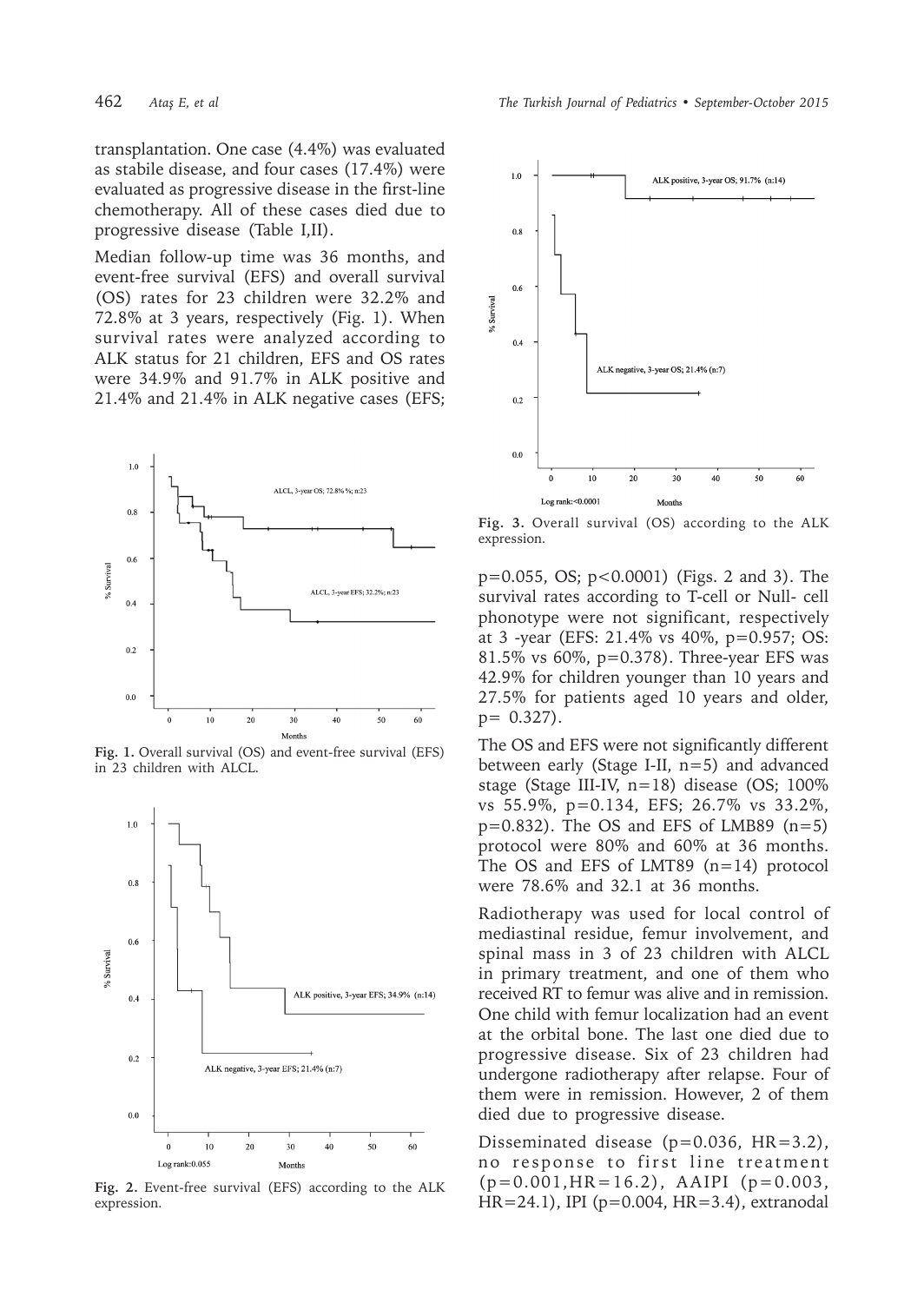transplantation. One case (4.4%) was evaluated as stabile disease, and four cases (17.4%) were evaluated as progressive disease in the first-line chemotherapy. All of these cases died due to progressive disease (Table I,II).

Median follow-up time was 36 months, and event-free survival (EFS) and overall survival (OS) rates for 23 children were 32.2% and 72.8% at 3 years, respectively (Fig. 1). When survival rates were analyzed according to ALK status for 21 children, EFS and OS rates were 34.9% and 91.7% in ALK positive and 21.4% and 21.4% in ALK negative cases (EFS; $p=0.055$, OS; $p<0.0001$) (Figs. 2 and 3). The survival rates according to T-cell or Null- cell phonotype were not significant, respectively at 3 -year (EFS: 21.4% vs 40%, $p=0.957$; OS: 81.5% vs 60%, $p=0.378$). Three-year EFS was 42.9% for children younger than 10 years and 27.5% for patients aged 10 years and older, $p= 0.327$).

**Fig. 1.** Overall survival (OS) and event-free survival (EFS) in 23 children with ALCL.

**Fig. 2.** Event-free survival (EFS) according to the ALK expression.

**Fig. 3.** Overall survival (OS) according to the ALK expression.

The OS and EFS were not significantly different between early (Stage I-II, n=5) and advanced stage (Stage III-IV, n=18) disease (OS; 100% vs 55.9%, $p=0.134$, EFS; 26.7% vs 33.2%, $p=0.832$). The OS and EFS of LMB89 (n=5) protocol were 80% and 60% at 36 months. The OS and EFS of LMT89 (n=14) protocol were 78.6% and 32.1 at 36 months.

Radiotherapy was used for local control of mediastinal residue, femur involvement, and spinal mass in 3 of 23 children with ALCL in primary treatment, and one of them who received RT to femur was alive and in remission. One child with femur localization had an event at the orbital bone. The last one died due to progressive disease. Six of 23 children had undergone radiotherapy after relapse. Four of them were in remission. However, 2 of them died due to progressive disease.

Disseminated disease ($p=0.036$, HR=3.2), no response to first line treatment ($p=0.001$, HR=16.2), AAIPI ($p=0.003$, HR=24.1), IPI ($p=0.004$, HR=3.4), extranodal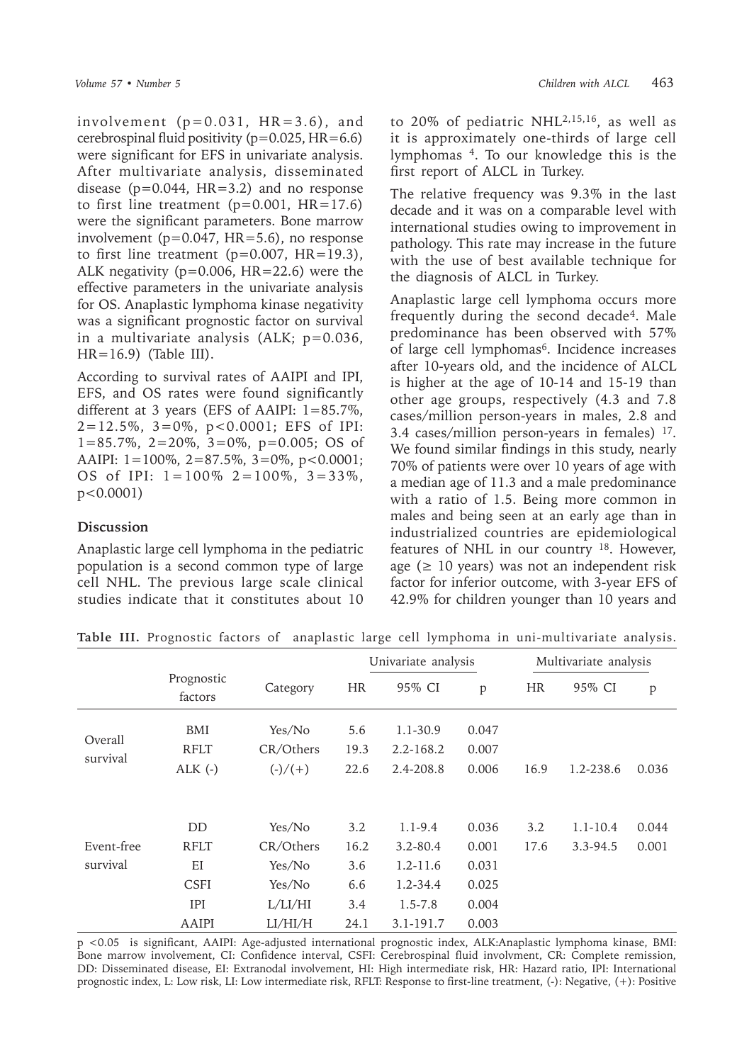involvement ($p=0.031$, HR=3.6), and cerebrospinal fluid positivity ($p=0.025$, HR=6.6) were significant for EFS in univariate analysis. After multivariate analysis, disseminated disease ($p=0.044$, HR=3.2) and no response to first line treatment ($p=0.001$, HR=17.6) were the significant parameters. Bone marrow involvement ($p=0.047$, HR=5.6), no response to first line treatment ($p=0.007$, HR=19.3), ALK negativity ($p=0.006$, HR=22.6) were the effective parameters in the univariate analysis for OS. Anaplastic lymphoma kinase negativity was a significant prognostic factor on survival in a multivariate analysis (ALK; $p=0.036$, HR=16.9) (Table III).

According to survival rates of AAIPI and IPI, EFS, and OS rates were found significantly different at 3 years (EFS of AAIPI: 1=85.7%, 2=12.5%, 3=0%, $p<0.0001$; EFS of IPI: 1=85.7%, 2=20%, 3=0%, $p=0.005$; OS of AAIPI: 1=100%, 2=87.5%, 3=0%, $p<0.0001$; OS of IPI: 1=100% 2=100%, 3=33%, $p<0.0001$)

## Discussion

Anaplastic large cell lymphoma in the pediatric population is a second common type of large cell NHL. The previous large scale clinical studies indicate that it constitutes about 10 to 20% of pediatric NHL[2,15,16], as well as it is approximately one-thirds of large cell lymphomas [4]. To our knowledge this is the first report of ALCL in Turkey.

The relative frequency was 9.3% in the last decade and it was on a comparable level with international studies owing to improvement in pathology. This rate may increase in the future with the use of best available technique for the diagnosis of ALCL in Turkey.

Anaplastic large cell lymphoma occurs more frequently during the second decade[4]. Male predominance has been observed with 57% of large cell lymphomas[6]. Incidence increases after 10-years old, and the incidence of ALCL is higher at the age of 10-14 and 15-19 than other age groups, respectively (4.3 and 7.8 cases/million person-years in males, 2.8 and 3.4 cases/million person-years in females) [17]. We found similar findings in this study, nearly 70% of patients were over 10 years of age with a median age of 11.3 and a male predominance with a ratio of 1.5. Being more common in males and being seen at an early age than in industrialized countries are epidemiological features of NHL in our country [18]. However, age (≥ 10 years) was not an independent risk factor for inferior outcome, with 3-year EFS of 42.9% for children younger than 10 years and

**Table III.** Prognostic factors of anaplastic large cell lymphoma in uni-multivariate analysis.

| | Prognostic factors | Category | Univariate analysis | | | Multivariate analysis | | |
|---|---|---|---|---|---|---|---|---|
| | | | HR | 95% CI | p | HR | 95% CI | p |
| Overall survival | BMI | Yes/No | 5.6 | 1.1-30.9 | 0.047 | | | |
| | RFLT | CR/Others | 19.3 | 2.2-168.2 | 0.007 | | | |
| | ALK (-) | (-)/(+) | 22.6 | 2.4-208.8 | 0.006 | 16.9 | 1.2-238.6 | 0.036 |
| Event-free survival | DD | Yes/No | 3.2 | 1.1-9.4 | 0.036 | 3.2 | 1.1-10.4 | 0.044 |
| | RFLT | CR/Others | 16.2 | 3.2-80.4 | 0.001 | 17.6 | 3.3-94.5 | 0.001 |
| | EI | Yes/No | 3.6 | 1.2-11.6 | 0.031 | | | |
| | CSFI | Yes/No | 6.6 | 1.2-34.4 | 0.025 | | | |
| | IPI | L/LI/HI | 3.4 | 1.5-7.8 | 0.004 | | | |
| | AAIPI | LI/HI/H | 24.1 | 3.1-191.7 | 0.003 | | | |

$p<0.05$ is significant, AAIPI: Age-adjusted international prognostic index, ALK:Anaplastic lymphoma kinase, BMI: Bone marrow involvement, CI: Confidence interval, CSFI: Cerebrospinal fluid involvment, CR: Complete remission, DD: Disseminated disease, EI: Extranodal involvement, HI: High intermediate risk, HR: Hazard ratio, IPI: International prognostic index, L: Low risk, LI: Low intermediate risk, RFLT: Response to first-line treatment, (-): Negative, (+): Positive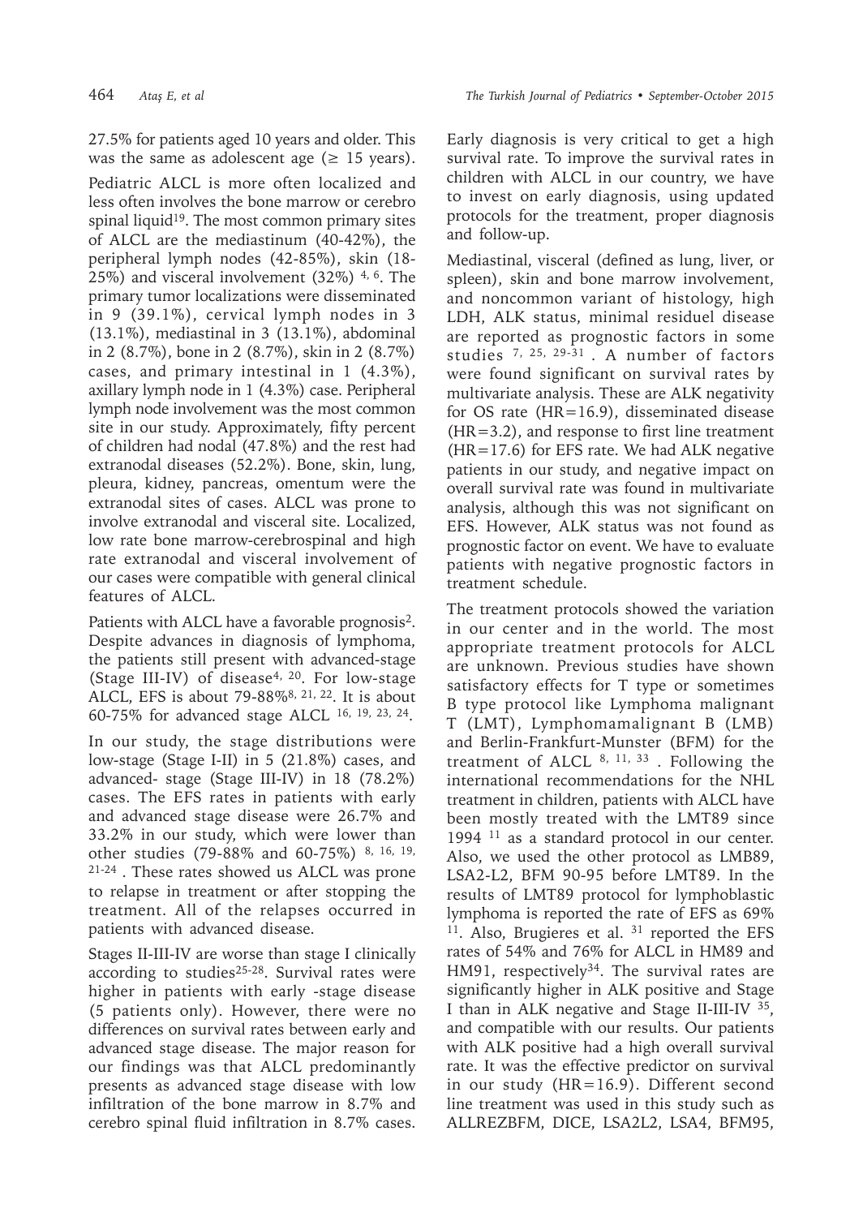27.5% for patients aged 10 years and older. This was the same as adolescent age (≥ 15 years).

Pediatric ALCL is more often localized and less often involves the bone marrow or cerebro spinal liquid[19]. The most common primary sites of ALCL are the mediastinum (40-42%), the peripheral lymph nodes (42-85%), skin (18-25%) and visceral involvement (32%) [4, 6]. The primary tumor localizations were disseminated in 9 (39.1%), cervical lymph nodes in 3 (13.1%), mediastinal in 3 (13.1%), abdominal in 2 (8.7%), bone in 2 (8.7%), skin in 2 (8.7%) cases, and primary intestinal in 1 (4.3%), axillary lymph node in 1 (4.3%) case. Peripheral lymph node involvement was the most common site in our study. Approximately, fifty percent of children had nodal (47.8%) and the rest had extranodal diseases (52.2%). Bone, skin, lung, pleura, kidney, pancreas, omentum were the extranodal sites of cases. ALCL was prone to involve extranodal and visceral site. Localized, low rate bone marrow-cerebrospinal and high rate extranodal and visceral involvement of our cases were compatible with general clinical features of ALCL.

Patients with ALCL have a favorable prognosis[2]. Despite advances in diagnosis of lymphoma, the patients still present with advanced-stage (Stage III-IV) of disease[4, 20]. For low-stage ALCL, EFS is about 79-88%[8, 21, 22]. It is about 60-75% for advanced stage ALCL [16, 19, 23, 24].

In our study, the stage distributions were low-stage (Stage I-II) in 5 (21.8%) cases, and advanced- stage (Stage III-IV) in 18 (78.2%) cases. The EFS rates in patients with early and advanced stage disease were 26.7% and 33.2% in our study, which were lower than other studies (79-88% and 60-75%) [8, 16, 19, 21-24]. These rates showed us ALCL was prone to relapse in treatment or after stopping the treatment. All of the relapses occurred in patients with advanced disease.

Stages II-III-IV are worse than stage I clinically according to studies[25-28]. Survival rates were higher in patients with early -stage disease (5 patients only). However, there were no differences on survival rates between early and advanced stage disease. The major reason for our findings was that ALCL predominantly presents as advanced stage disease with low infiltration of the bone marrow in 8.7% and cerebro spinal fluid infiltration in 8.7% cases. Early diagnosis is very critical to get a high survival rate. To improve the survival rates in children with ALCL in our country, we have to invest on early diagnosis, using updated protocols for the treatment, proper diagnosis and follow-up.

Mediastinal, visceral (defined as lung, liver, or spleen), skin and bone marrow involvement, and noncommon variant of histology, high LDH, ALK status, minimal residuel disease are reported as prognostic factors in some studies [7, 25, 29-31]. A number of factors were found significant on survival rates by multivariate analysis. These are ALK negativity for OS rate (HR=16.9), disseminated disease (HR=3.2), and response to first line treatment (HR=17.6) for EFS rate. We had ALK negative patients in our study, and negative impact on overall survival rate was found in multivariate analysis, although this was not significant on EFS. However, ALK status was not found as prognostic factor on event. We have to evaluate patients with negative prognostic factors in treatment schedule.

The treatment protocols showed the variation in our center and in the world. The most appropriate treatment protocols for ALCL are unknown. Previous studies have shown satisfactory effects for T type or sometimes B type protocol like Lymphoma malignant T (LMT), Lymphomamalignant B (LMB) and Berlin-Frankfurt-Munster (BFM) for the treatment of ALCL [8, 11, 33]. Following the international recommendations for the NHL treatment in children, patients with ALCL have been mostly treated with the LMT89 since 1994 [11] as a standard protocol in our center. Also, we used the other protocol as LMB89, LSA2-L2, BFM 90-95 before LMT89. In the results of LMT89 protocol for lymphoblastic lymphoma is reported the rate of EFS as 69% [11]. Also, Brugieres et al. [31] reported the EFS rates of 54% and 76% for ALCL in HM89 and HM91, respectively[34]. The survival rates are significantly higher in ALK positive and Stage I than in ALK negative and Stage II-III-IV [35], and compatible with our results. Our patients with ALK positive had a high overall survival rate. It was the effective predictor on survival in our study (HR=16.9). Different second line treatment was used in this study such as ALLREZBFM, DICE, LSA2L2, LSA4, BFM95,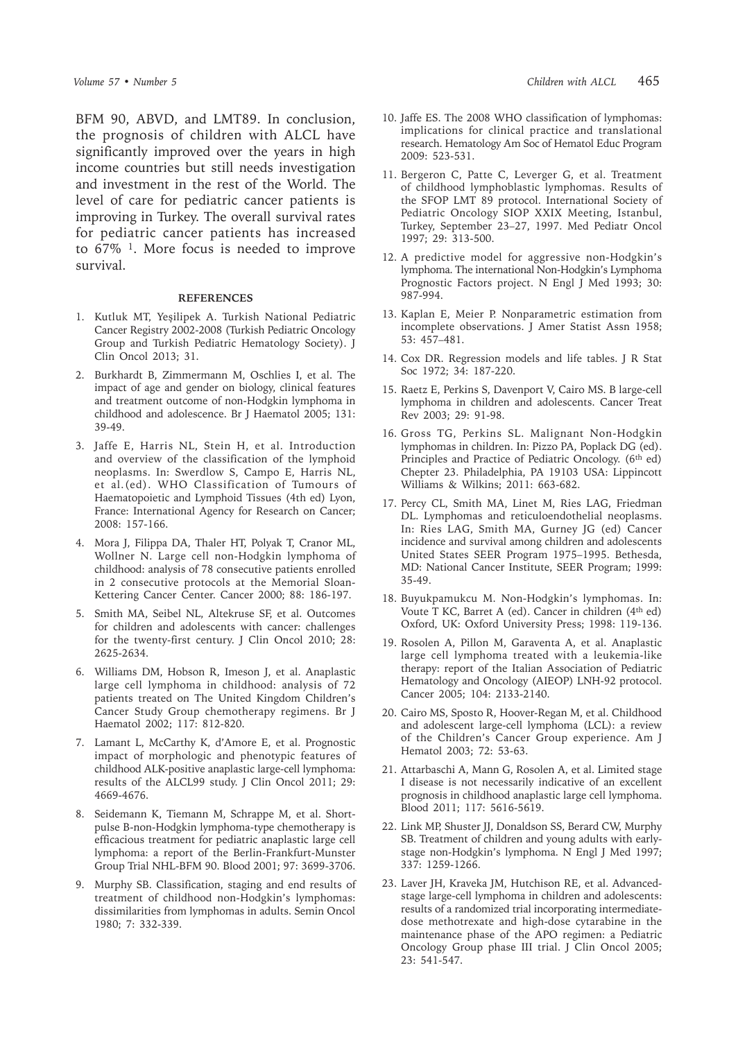BFM 90, ABVD, and LMT89. In conclusion, the prognosis of children with ALCL have significantly improved over the years in high income countries but still needs investigation and investment in the rest of the World. The level of care for pediatric cancer patients is improving in Turkey. The overall survival rates for pediatric cancer patients has increased to 67% [1]. More focus is needed to improve survival.

## REFERENCES

1. Kutluk MT, Yeşilipek A. Turkish National Pediatric Cancer Registry 2002-2008 (Turkish Pediatric Oncology Group and Turkish Pediatric Hematology Society). J Clin Oncol 2013; 31.
2. Burkhardt B, Zimmermann M, Oschlies I, et al. The impact of age and gender on biology, clinical features and treatment outcome of non-Hodgkin lymphoma in childhood and adolescence. Br J Haematol 2005; 131: 39-49.
3. Jaffe E, Harris NL, Stein H, et al. Introduction and overview of the classification of the lymphoid neoplasms. In: Swerdlow S, Campo E, Harris NL, et al.(ed). WHO Classification of Tumours of Haematopoietic and Lymphoid Tissues (4th ed) Lyon, France: International Agency for Research on Cancer; 2008: 157-166.
4. Mora J, Filippa DA, Thaler HT, Polyak T, Cranor ML, Wollner N. Large cell non-Hodgkin lymphoma of childhood: analysis of 78 consecutive patients enrolled in 2 consecutive protocols at the Memorial Sloan-Kettering Cancer Center. Cancer 2000; 88: 186-197.
5. Smith MA, Seibel NL, Altekruse SF, et al. Outcomes for children and adolescents with cancer: challenges for the twenty-first century. J Clin Oncol 2010; 28: 2625-2634.
6. Williams DM, Hobson R, Imeson J, et al. Anaplastic large cell lymphoma in childhood: analysis of 72 patients treated on The United Kingdom Children's Cancer Study Group chemotherapy regimens. Br J Haematol 2002; 117: 812-820.
7. Lamant L, McCarthy K, d'Amore E, et al. Prognostic impact of morphologic and phenotypic features of childhood ALK-positive anaplastic large-cell lymphoma: results of the ALCL99 study. J Clin Oncol 2011; 29: 4669-4676.
8. Seidemann K, Tiemann M, Schrappe M, et al. Short-pulse B-non-Hodgkin lymphoma-type chemotherapy is efficacious treatment for pediatric anaplastic large cell lymphoma: a report of the Berlin-Frankfurt-Munster Group Trial NHL-BFM 90. Blood 2001; 97: 3699-3706.
9. Murphy SB. Classification, staging and end results of treatment of childhood non-Hodgkin's lymphomas: dissimilarities from lymphomas in adults. Semin Oncol 1980; 7: 332-339.
10. Jaffe ES. The 2008 WHO classification of lymphomas: implications for clinical practice and translational research. Hematology Am Soc of Hematol Educ Program 2009: 523-531.
11. Bergeron C, Patte C, Leverger G, et al. Treatment of childhood lymphoblastic lymphomas. Results of the SFOP LMT 89 protocol. International Society of Pediatric Oncology SIOP XXIX Meeting, Istanbul, Turkey, September 23–27, 1997. Med Pediatr Oncol 1997; 29: 313-500.
12. A predictive model for aggressive non-Hodgkin's lymphoma. The international Non-Hodgkin's Lymphoma Prognostic Factors project. N Engl J Med 1993; 30: 987-994.
13. Kaplan E, Meier P. Nonparametric estimation from incomplete observations. J Amer Statist Assn 1958; 53: 457–481.
14. Cox DR. Regression models and life tables. J R Stat Soc 1972; 34: 187-220.
15. Raetz E, Perkins S, Davenport V, Cairo MS. B large-cell lymphoma in children and adolescents. Cancer Treat Rev 2003; 29: 91-98.
16. Gross TG, Perkins SL. Malignant Non-Hodgkin lymphomas in children. In: Pizzo PA, Poplack DG (ed). Principles and Practice of Pediatric Oncology. (6th ed) Chepter 23. Philadelphia, PA 19103 USA: Lippincott Williams & Wilkins; 2011: 663-682.
17. Percy CL, Smith MA, Linet M, Ries LAG, Friedman DL. Lymphomas and reticuloendothelial neoplasms. In: Ries LAG, Smith MA, Gurney JG (ed) Cancer incidence and survival among children and adolescents United States SEER Program 1975–1995. Bethesda, MD: National Cancer Institute, SEER Program; 1999: 35-49.
18. Buyukpamukcu M. Non-Hodgkin's lymphomas. In: Voute T KC, Barret A (ed). Cancer in children (4th ed) Oxford, UK: Oxford University Press; 1998: 119-136.
19. Rosolen A, Pillon M, Garaventa A, et al. Anaplastic large cell lymphoma treated with a leukemia-like therapy: report of the Italian Association of Pediatric Hematology and Oncology (AIEOP) LNH-92 protocol. Cancer 2005; 104: 2133-2140.
20. Cairo MS, Sposto R, Hoover-Regan M, et al. Childhood and adolescent large-cell lymphoma (LCL): a review of the Children's Cancer Group experience. Am J Hematol 2003; 72: 53-63.
21. Attarbaschi A, Mann G, Rosolen A, et al. Limited stage I disease is not necessarily indicative of an excellent prognosis in childhood anaplastic large cell lymphoma. Blood 2011; 117: 5616-5619.
22. Link MP, Shuster JJ, Donaldson SS, Berard CW, Murphy SB. Treatment of children and young adults with early-stage non-Hodgkin's lymphoma. N Engl J Med 1997; 337: 1259-1266.
23. Laver JH, Kraveka JM, Hutchison RE, et al. Advanced-stage large-cell lymphoma in children and adolescents: results of a randomized trial incorporating intermediate-dose methotrexate and high-dose cytarabine in the maintenance phase of the APO regimen: a Pediatric Oncology Group phase III trial. J Clin Oncol 2005; 23: 541-547.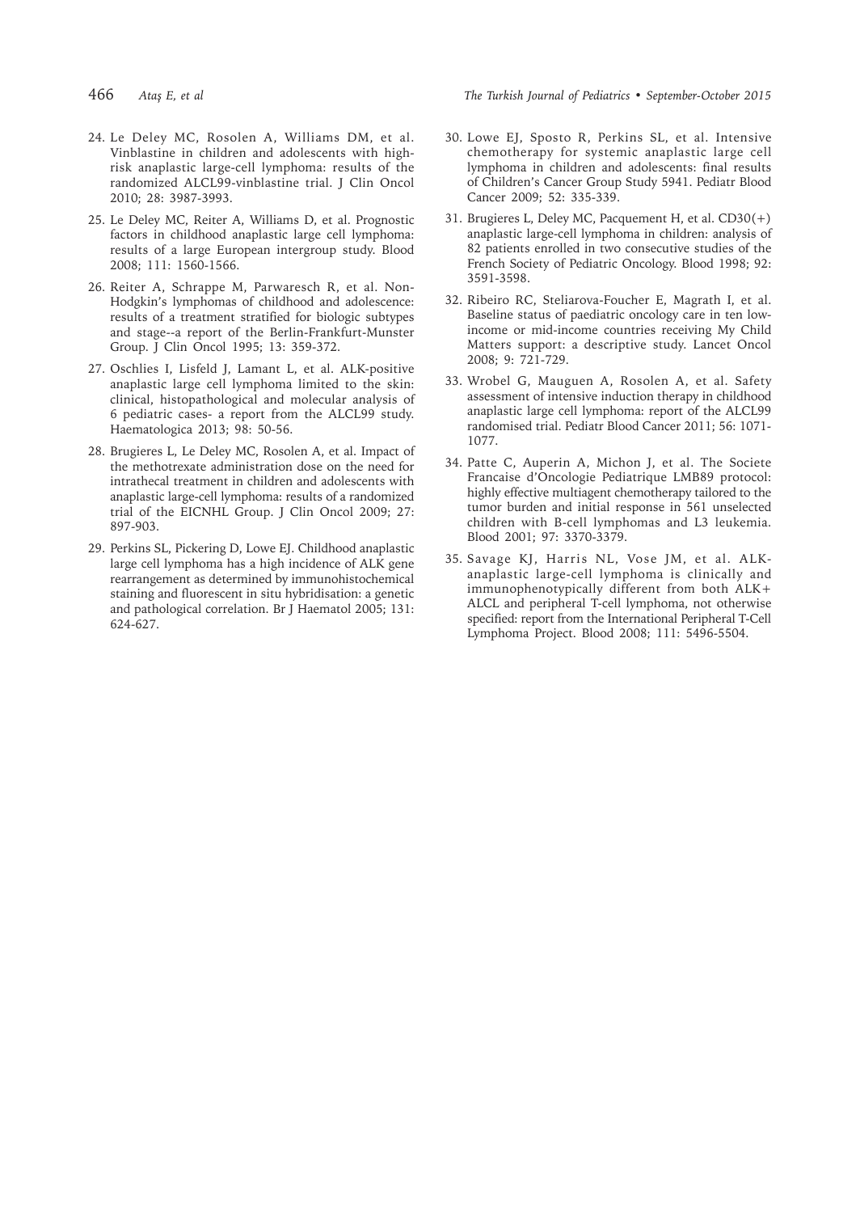24. Le Deley MC, Rosolen A, Williams DM, et al. Vinblastine in children and adolescents with high-risk anaplastic large-cell lymphoma: results of the randomized ALCL99-vinblastine trial. J Clin Oncol 2010; 28: 3987-3993.

25. Le Deley MC, Reiter A, Williams D, et al. Prognostic factors in childhood anaplastic large cell lymphoma: results of a large European intergroup study. Blood 2008; 111: 1560-1566.

26. Reiter A, Schrappe M, Parwaresch R, et al. Non-Hodgkin's lymphomas of childhood and adolescence: results of a treatment stratified for biologic subtypes and stage--a report of the Berlin-Frankfurt-Munster Group. J Clin Oncol 1995; 13: 359-372.

27. Oschlies I, Lisfeld J, Lamant L, et al. ALK-positive anaplastic large cell lymphoma limited to the skin: clinical, histopathological and molecular analysis of 6 pediatric cases- a report from the ALCL99 study. Haematologica 2013; 98: 50-56.

28. Brugieres L, Le Deley MC, Rosolen A, et al. Impact of the methotrexate administration dose on the need for intrathecal treatment in children and adolescents with anaplastic large-cell lymphoma: results of a randomized trial of the EICNHL Group. J Clin Oncol 2009; 27: 897-903.

29. Perkins SL, Pickering D, Lowe EJ. Childhood anaplastic large cell lymphoma has a high incidence of ALK gene rearrangement as determined by immunohistochemical staining and fluorescent in situ hybridisation: a genetic and pathological correlation. Br J Haematol 2005; 131: 624-627.

30. Lowe EJ, Sposto R, Perkins SL, et al. Intensive chemotherapy for systemic anaplastic large cell lymphoma in children and adolescents: final results of Children's Cancer Group Study 5941. Pediatr Blood Cancer 2009; 52: 335-339.

31. Brugieres L, Deley MC, Pacquement H, et al. CD30(+) anaplastic large-cell lymphoma in children: analysis of 82 patients enrolled in two consecutive studies of the French Society of Pediatric Oncology. Blood 1998; 92: 3591-3598.

32. Ribeiro RC, Steliarova-Foucher E, Magrath I, et al. Baseline status of paediatric oncology care in ten low-income or mid-income countries receiving My Child Matters support: a descriptive study. Lancet Oncol 2008; 9: 721-729.

33. Wrobel G, Mauguen A, Rosolen A, et al. Safety assessment of intensive induction therapy in childhood anaplastic large cell lymphoma: report of the ALCL99 randomised trial. Pediatr Blood Cancer 2011; 56: 1071-1077.

34. Patte C, Auperin A, Michon J, et al. The Societe Francaise d'Oncologie Pediatrique LMB89 protocol: highly effective multiagent chemotherapy tailored to the tumor burden and initial response in 561 unselected children with B-cell lymphomas and L3 leukemia. Blood 2001; 97: 3370-3379.

35. Savage KJ, Harris NL, Vose JM, et al. ALK-anaplastic large-cell lymphoma is clinically and immunophenotypically different from both ALK+ ALCL and peripheral T-cell lymphoma, not otherwise specified: report from the International Peripheral T-Cell Lymphoma Project. Blood 2008; 111: 5496-5504.